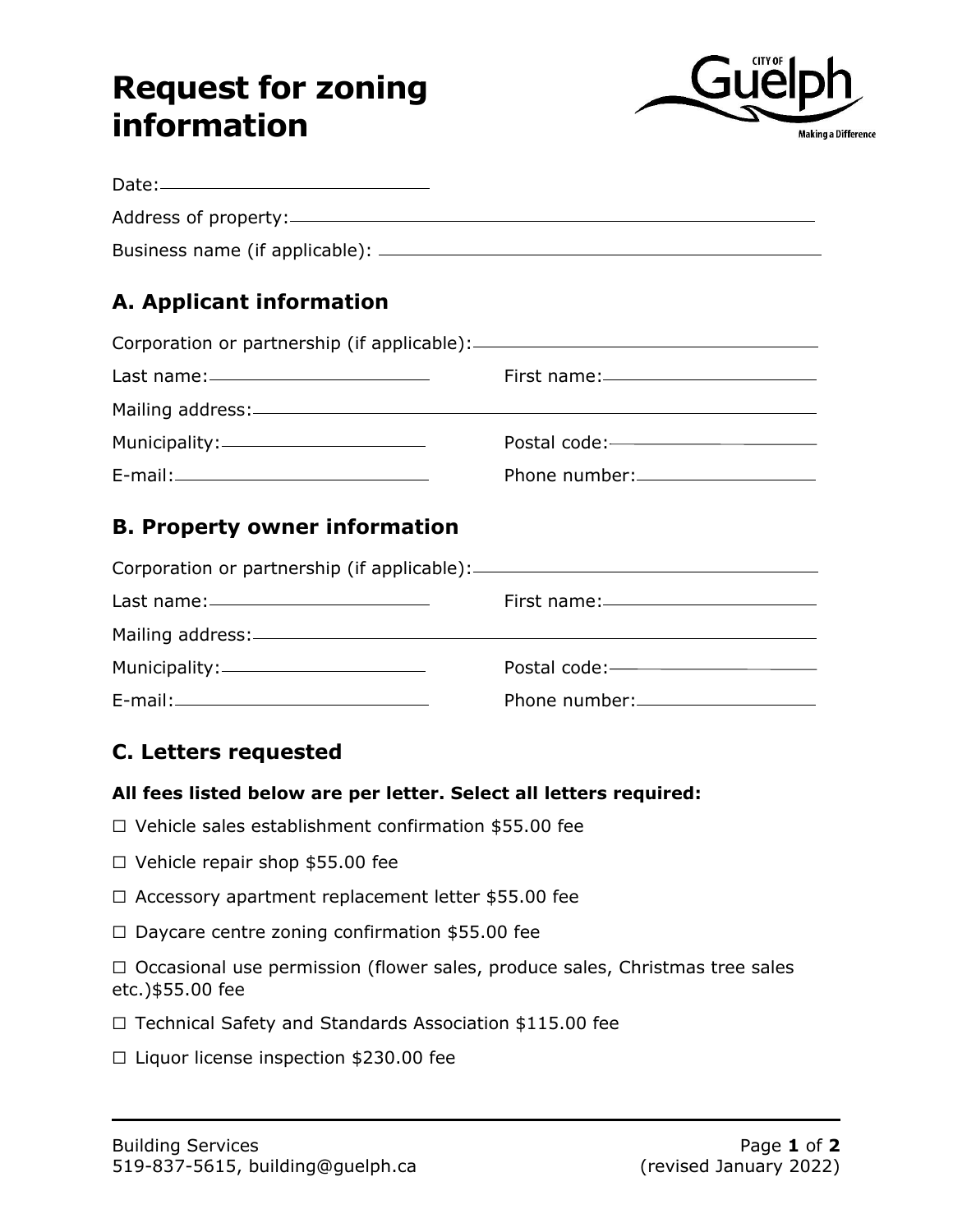# Request for zoning information

Date: ______________________________

Address of property: ______________________________

Business name (if applicable): ______________________________

## A. Applicant information

Corporation or partnership (if applicable): ______________________________

Last name: ______________________ First name: ______________________

Mailing address: ______________________________

Municipality: ______________________ Postal code: ______________________

E-mail: ______________________ Phone number: ______________________

## B. Property owner information

Corporation or partnership (if applicable): ______________________________

Last name: ______________________ First name: ______________________

Mailing address: ______________________________

Municipality: ______________________ Postal code: ______________________

E-mail: ______________________ Phone number: ______________________

## C. Letters requested

**All fees listed below are per letter. Select all letters required:**

☐ Vehicle sales establishment confirmation $55.00 fee

☐ Vehicle repair shop $55.00 fee

☐ Accessory apartment replacement letter $55.00 fee

☐ Daycare centre zoning confirmation $55.00 fee

☐ Occasional use permission (flower sales, produce sales, Christmas tree sales etc.)$55.00 fee

☐ Technical Safety and Standards Association $115.00 fee

☐ Liquor license inspection $230.00 fee

Building Services
519-837-5615, building@guelph.ca

(revised January 2022)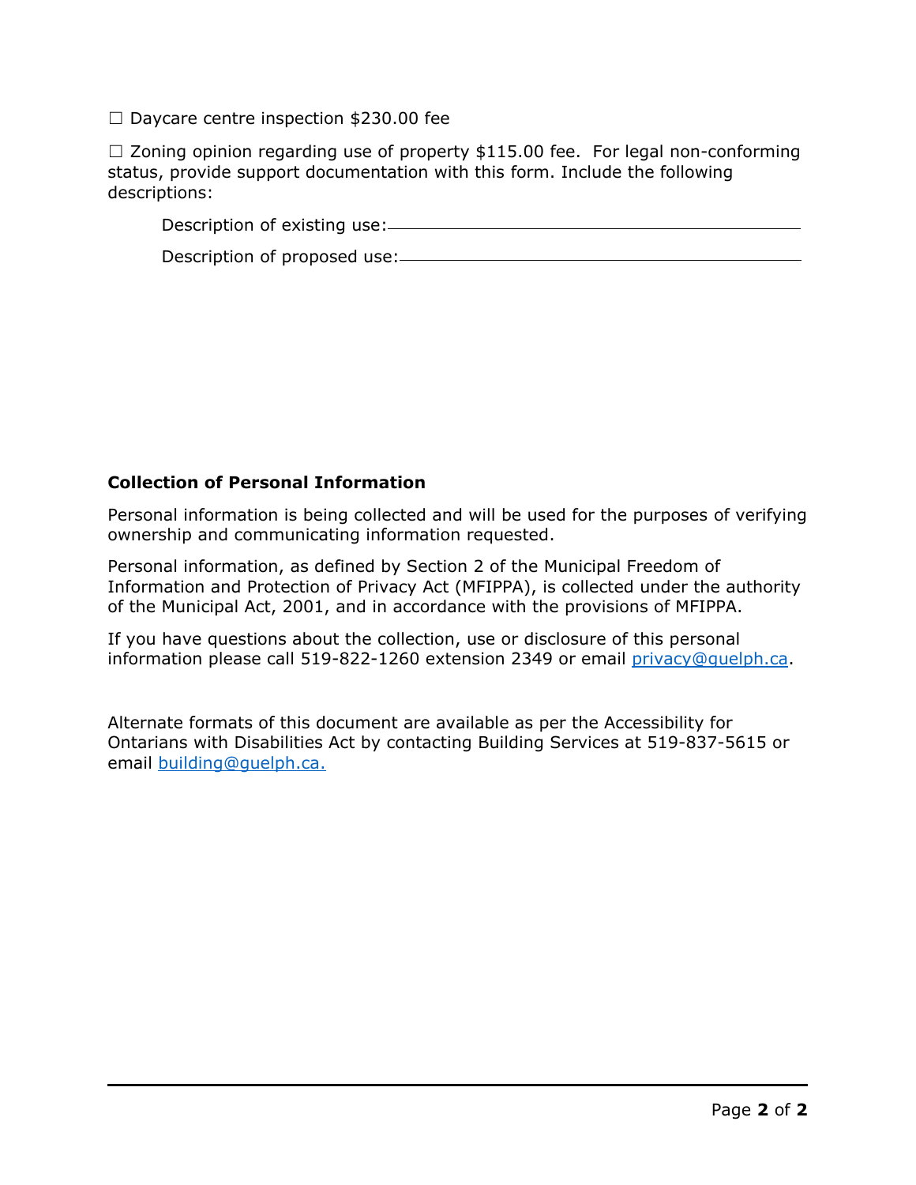☐ Daycare centre inspection $230.00 fee

☐ Zoning opinion regarding use of property $115.00 fee. For legal non-conforming status, provide support documentation with this form. Include the following descriptions:

Description of existing use: \_\_\_\_\_\_\_\_\_\_\_\_\_\_\_\_\_\_\_\_\_\_\_\_\_\_\_\_\_\_\_\_\_\_\_\_\_\_\_\_

Description of proposed use: \_\_\_\_\_\_\_\_\_\_\_\_\_\_\_\_\_\_\_\_\_\_\_\_\_\_\_\_\_\_\_\_\_\_\_\_\_\_\_\_

**Collection of Personal Information**

Personal information is being collected and will be used for the purposes of verifying ownership and communicating information requested.

Personal information, as defined by Section 2 of the Municipal Freedom of Information and Protection of Privacy Act (MFIPPA), is collected under the authority of the Municipal Act, 2001, and in accordance with the provisions of MFIPPA.

If you have questions about the collection, use or disclosure of this personal information please call 519-822-1260 extension 2349 or email privacy@guelph.ca.

Alternate formats of this document are available as per the Accessibility for Ontarians with Disabilities Act by contacting Building Services at 519-837-5615 or email building@guelph.ca.